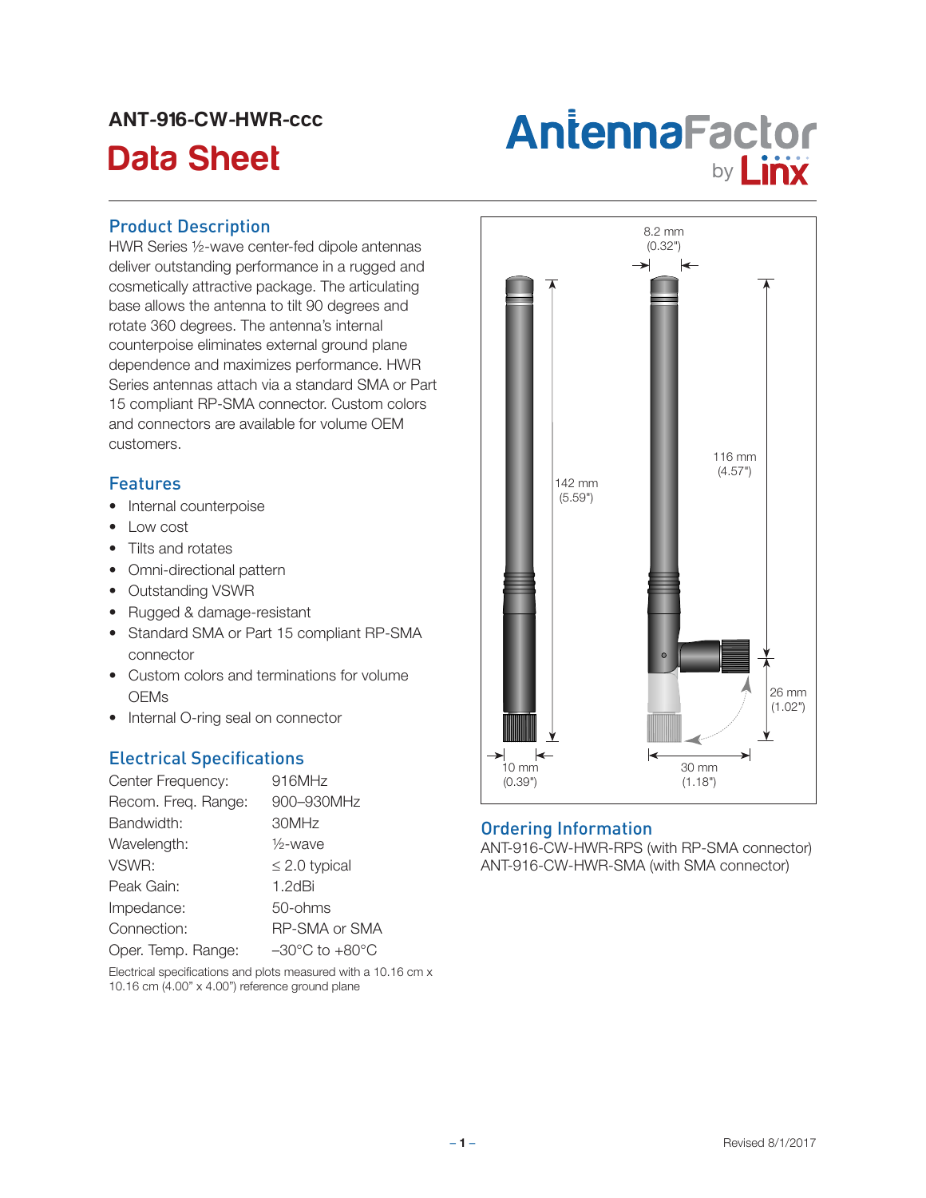# ANT-916-CW-HWR-ccc

# Data Sheet

AntennaFactor by Linx

## Product Description

HWR Series ½-wave center-fed dipole antennas deliver outstanding performance in a rugged and cosmetically attractive package. The articulating base allows the antenna to tilt 90 degrees and rotate 360 degrees. The antenna's internal counterpoise eliminates external ground plane dependence and maximizes performance. HWR Series antennas attach via a standard SMA or Part 15 compliant RP-SMA connector. Custom colors and connectors are available for volume OEM customers.

## Features

- Internal counterpoise
- Low cost
- Tilts and rotates
- Omni-directional pattern
- Outstanding VSWR
- Rugged & damage-resistant
- Standard SMA or Part 15 compliant RP-SMA connector
- Custom colors and terminations for volume OEMs
- Internal O-ring seal on connector

## Electrical Specifications

| | |
|---|---|
| Center Frequency: | 916MHz |
| Recom. Freq. Range: | 900–930MHz |
| Bandwidth: | 30MHz |
| Wavelength: | ½-wave |
| VSWR: | ≤ 2.0 typical |
| Peak Gain: | 1.2dBi |
| Impedance: | 50-ohms |
| Connection: | RP-SMA or SMA |
| Oper. Temp. Range: | –30°C to +80°C |

Electrical specifications and plots measured with a 10.16 cm x 10.16 cm (4.00" x 4.00") reference ground plane

8.2 mm (0.32")

142 mm (5.59")

116 mm (4.57")

26 mm (1.02")

10 mm (0.39")

30 mm (1.18")

## Ordering Information

ANT-916-CW-HWR-RPS (with RP-SMA connector)
ANT-916-CW-HWR-SMA (with SMA connector)

Revised 8/1/2017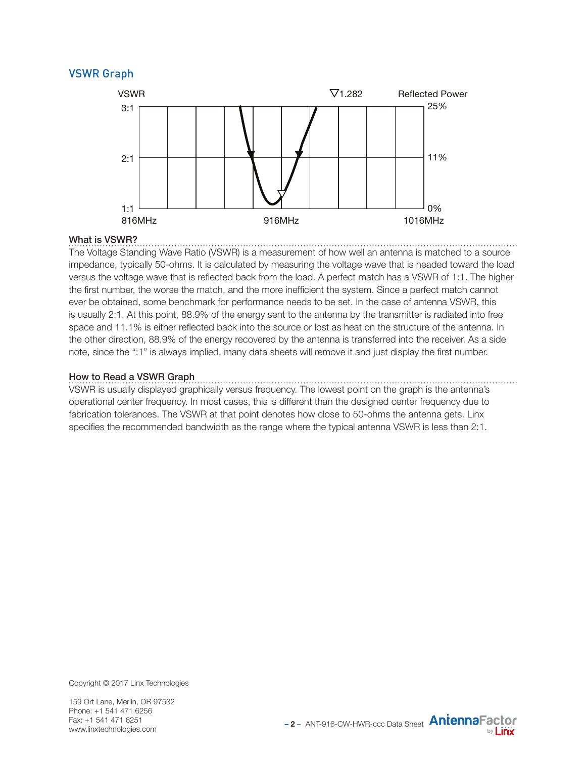## VSWR Graph

VSWR

▽1.282

Reflected Power

3:1

25%

2:1

11%

1:1

0%

816MHz

916MHz

1016MHz

### What is VSWR?

The Voltage Standing Wave Ratio (VSWR) is a measurement of how well an antenna is matched to a source impedance, typically 50-ohms. It is calculated by measuring the voltage wave that is headed toward the load versus the voltage wave that is reflected back from the load. A perfect match has a VSWR of 1:1. The higher the first number, the worse the match, and the more inefficient the system. Since a perfect match cannot ever be obtained, some benchmark for performance needs to be set. In the case of antenna VSWR, this is usually 2:1. At this point, 88.9% of the energy sent to the antenna by the transmitter is radiated into free space and 11.1% is either reflected back into the source or lost as heat on the structure of the antenna. In the other direction, 88.9% of the energy recovered by the antenna is transferred into the receiver. As a side note, since the ":1" is always implied, many data sheets will remove it and just display the first number.

### How to Read a VSWR Graph

VSWR is usually displayed graphically versus frequency. The lowest point on the graph is the antenna's operational center frequency. In most cases, this is different than the designed center frequency due to fabrication tolerances. The VSWR at that point denotes how close to 50-ohms the antenna gets. Linx specifies the recommended bandwidth as the range where the typical antenna VSWR is less than 2:1.

Copyright © 2017 Linx Technologies

159 Ort Lane, Merlin, OR 97532
Phone: +1 541 471 6256
Fax: +1 541 471 6251
www.linxtechnologies.com